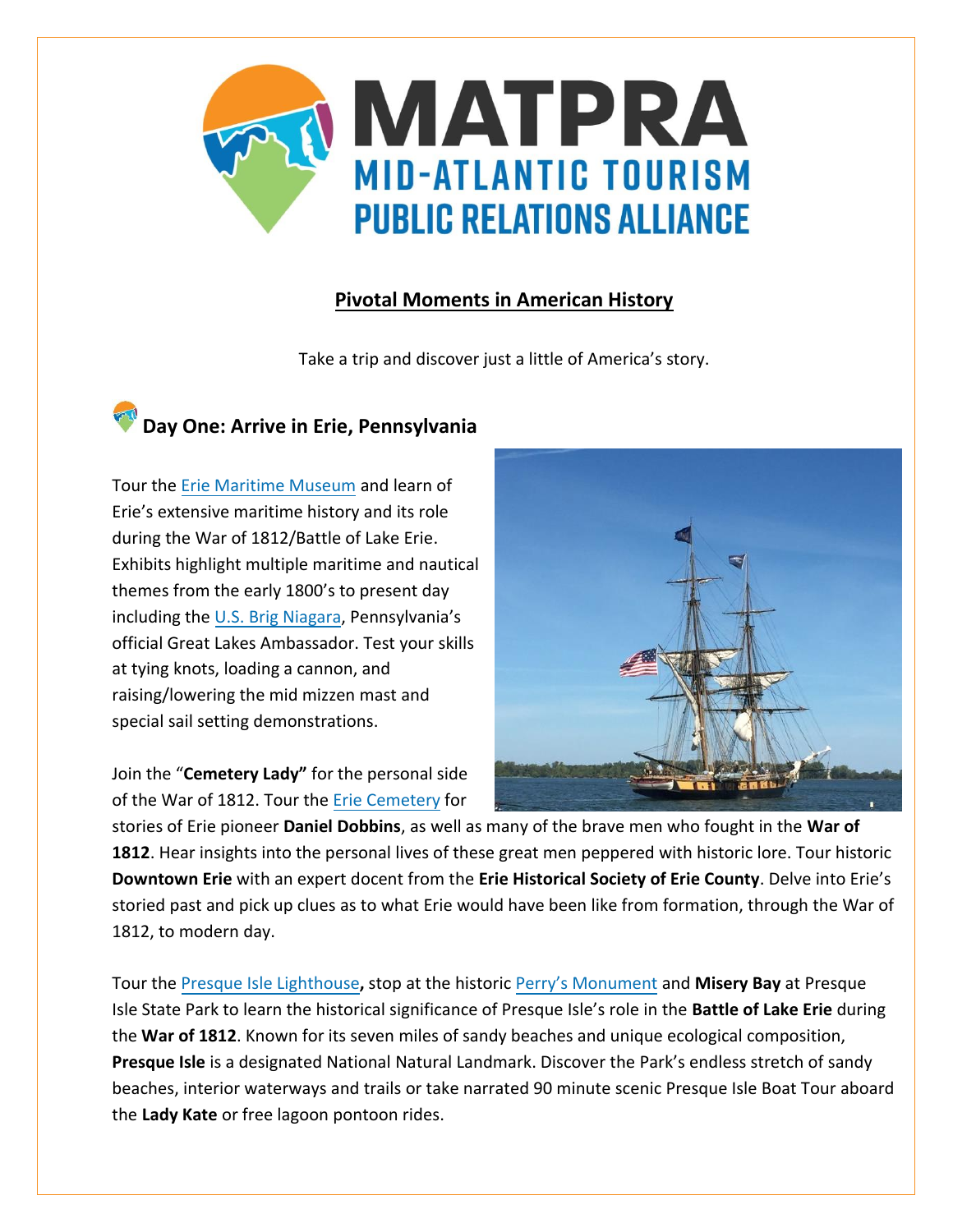# MATPRA

## MID-ATLANTIC TOURISM PUBLIC RELATIONS ALLIANCE

**Pivotal Moments in American History**

Take a trip and discover just a little of America's story.

## Day One: Arrive in Erie, Pennsylvania

Tour the Erie Maritime Museum and learn of Erie's extensive maritime history and its role during the War of 1812/Battle of Lake Erie. Exhibits highlight multiple maritime and nautical themes from the early 1800's to present day including the U.S. Brig Niagara, Pennsylvania's official Great Lakes Ambassador. Test your skills at tying knots, loading a cannon, and raising/lowering the mid mizzen mast and special sail setting demonstrations.

Join the "**Cemetery Lady"** for the personal side of the War of 1812. Tour the Erie Cemetery for stories of Erie pioneer **Daniel Dobbins**, as well as many of the brave men who fought in the **War of 1812**. Hear insights into the personal lives of these great men peppered with historic lore. Tour historic **Downtown Erie** with an expert docent from the **Erie Historical Society of Erie County**. Delve into Erie's storied past and pick up clues as to what Erie would have been like from formation, through the War of 1812, to modern day.

Tour the Presque Isle Lighthouse**,** stop at the historic Perry's Monument and **Misery Bay** at Presque Isle State Park to learn the historical significance of Presque Isle's role in the **Battle of Lake Erie** during the **War of 1812**. Known for its seven miles of sandy beaches and unique ecological composition, **Presque Isle** is a designated National Natural Landmark. Discover the Park's endless stretch of sandy beaches, interior waterways and trails or take narrated 90 minute scenic Presque Isle Boat Tour aboard the **Lady Kate** or free lagoon pontoon rides.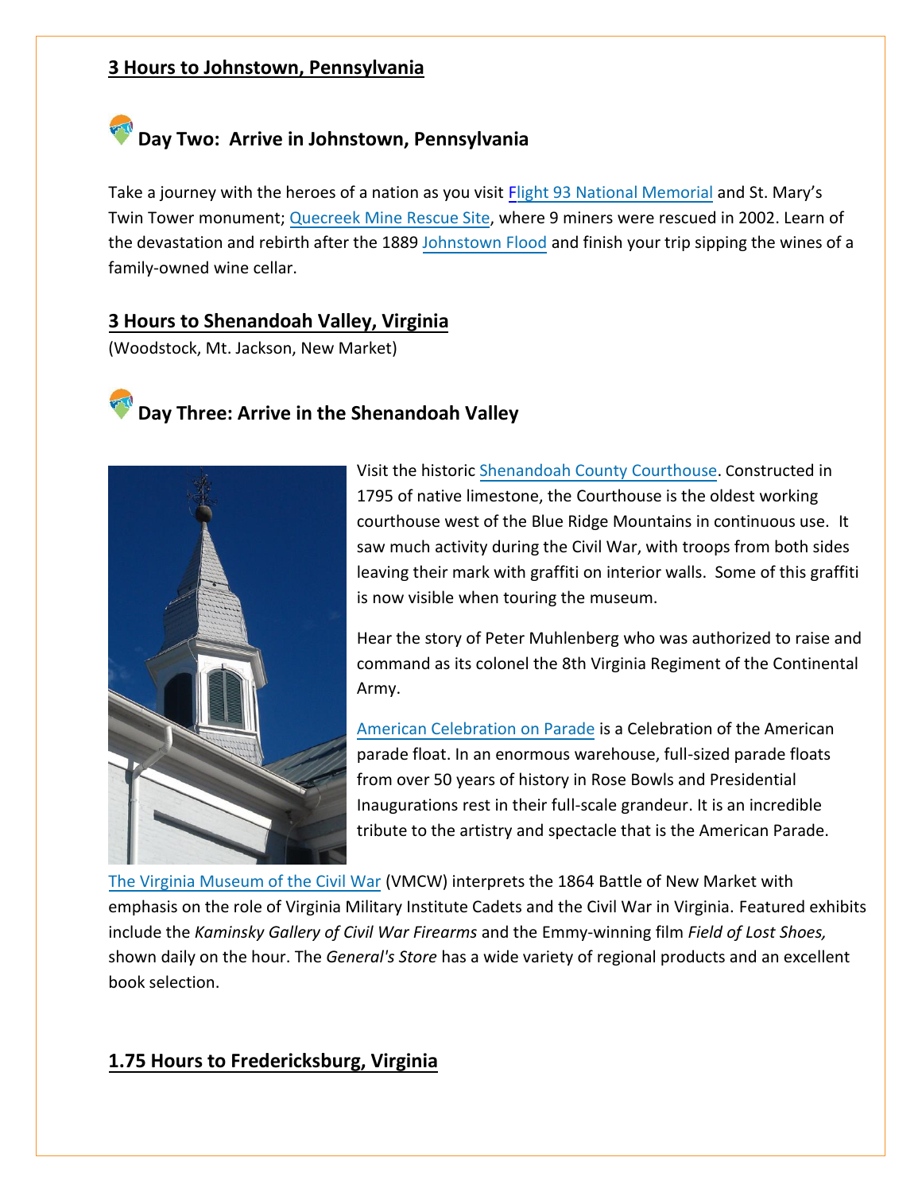## 3 Hours to Johnstown, Pennsylvania

### Day Two: Arrive in Johnstown, Pennsylvania

Take a journey with the heroes of a nation as you visit Flight 93 National Memorial and St. Mary's Twin Tower monument; Quecreek Mine Rescue Site, where 9 miners were rescued in 2002. Learn of the devastation and rebirth after the 1889 Johnstown Flood and finish your trip sipping the wines of a family-owned wine cellar.

## 3 Hours to Shenandoah Valley, Virginia

(Woodstock, Mt. Jackson, New Market)

### Day Three: Arrive in the Shenandoah Valley

Visit the historic Shenandoah County Courthouse. Constructed in 1795 of native limestone, the Courthouse is the oldest working courthouse west of the Blue Ridge Mountains in continuous use. It saw much activity during the Civil War, with troops from both sides leaving their mark with graffiti on interior walls. Some of this graffiti is now visible when touring the museum.

Hear the story of Peter Muhlenberg who was authorized to raise and command as its colonel the 8th Virginia Regiment of the Continental Army.

American Celebration on Parade is a Celebration of the American parade float. In an enormous warehouse, full-sized parade floats from over 50 years of history in Rose Bowls and Presidential Inaugurations rest in their full-scale grandeur. It is an incredible tribute to the artistry and spectacle that is the American Parade.

The Virginia Museum of the Civil War (VMCW) interprets the 1864 Battle of New Market with emphasis on the role of Virginia Military Institute Cadets and the Civil War in Virginia. Featured exhibits include the *Kaminsky Gallery of Civil War Firearms* and the Emmy-winning film *Field of Lost Shoes,* shown daily on the hour. The *General's Store* has a wide variety of regional products and an excellent book selection.

## 1.75 Hours to Fredericksburg, Virginia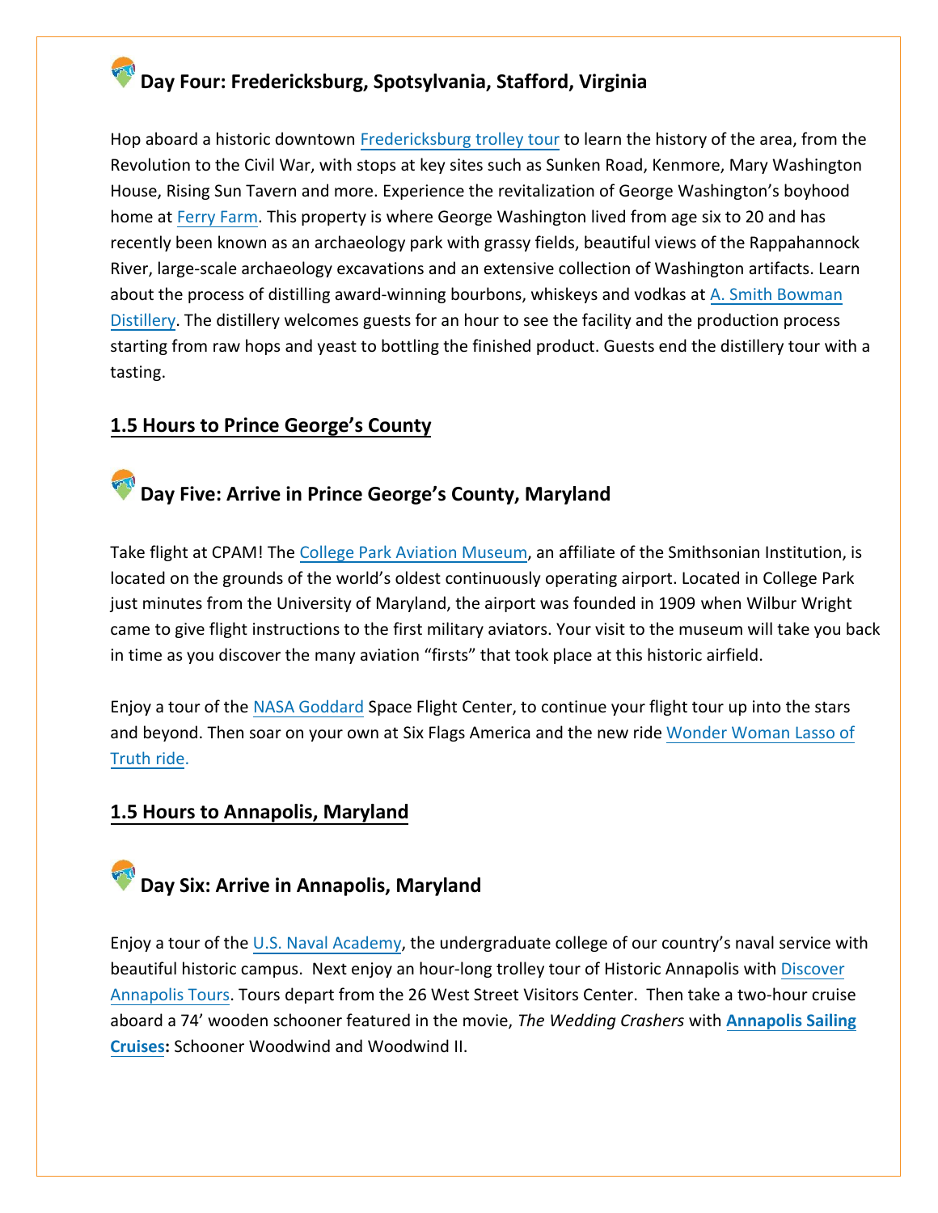## Day Four: Fredericksburg, Spotsylvania, Stafford, Virginia

Hop aboard a historic downtown Fredericksburg trolley tour to learn the history of the area, from the Revolution to the Civil War, with stops at key sites such as Sunken Road, Kenmore, Mary Washington House, Rising Sun Tavern and more. Experience the revitalization of George Washington's boyhood home at Ferry Farm. This property is where George Washington lived from age six to 20 and has recently been known as an archaeology park with grassy fields, beautiful views of the Rappahannock River, large-scale archaeology excavations and an extensive collection of Washington artifacts. Learn about the process of distilling award-winning bourbons, whiskeys and vodkas at A. Smith Bowman Distillery. The distillery welcomes guests for an hour to see the facility and the production process starting from raw hops and yeast to bottling the finished product. Guests end the distillery tour with a tasting.

**1.5 Hours to Prince George's County**

## Day Five: Arrive in Prince George's County, Maryland

Take flight at CPAM! The College Park Aviation Museum, an affiliate of the Smithsonian Institution, is located on the grounds of the world's oldest continuously operating airport. Located in College Park just minutes from the University of Maryland, the airport was founded in 1909 when Wilbur Wright came to give flight instructions to the first military aviators. Your visit to the museum will take you back in time as you discover the many aviation "firsts" that took place at this historic airfield.

Enjoy a tour of the NASA Goddard Space Flight Center, to continue your flight tour up into the stars and beyond. Then soar on your own at Six Flags America and the new ride Wonder Woman Lasso of Truth ride.

**1.5 Hours to Annapolis, Maryland**

## Day Six: Arrive in Annapolis, Maryland

Enjoy a tour of the U.S. Naval Academy, the undergraduate college of our country's naval service with beautiful historic campus. Next enjoy an hour-long trolley tour of Historic Annapolis with Discover Annapolis Tours. Tours depart from the 26 West Street Visitors Center. Then take a two-hour cruise aboard a 74' wooden schooner featured in the movie, *The Wedding Crashers* with **Annapolis Sailing Cruises:** Schooner Woodwind and Woodwind II.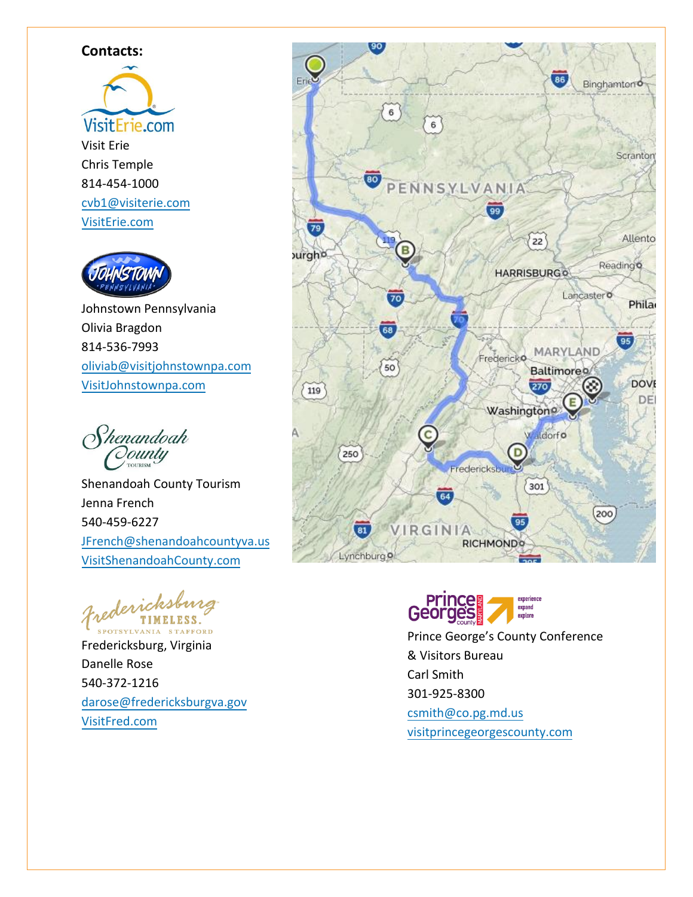**Contacts:**

Visit Erie
Chris Temple
814-454-1000
cvb1@visiterie.com
VisitErie.com

Johnstown Pennsylvania
Olivia Bragdon
814-536-7993
oliviab@visitjohnstownpa.com
VisitJohnstownpa.com

Shenandoah County Tourism
Jenna French
540-459-6227
JFrench@shenandoahcountyva.us
VisitShenandoahCounty.com

Fredericksburg, Virginia
Danelle Rose
540-372-1216
darose@fredericksburgva.gov
VisitFred.com

Prince George's County Conference & Visitors Bureau
Carl Smith
301-925-8300
csmith@co.pg.md.us
visitprincegeorgescounty.com